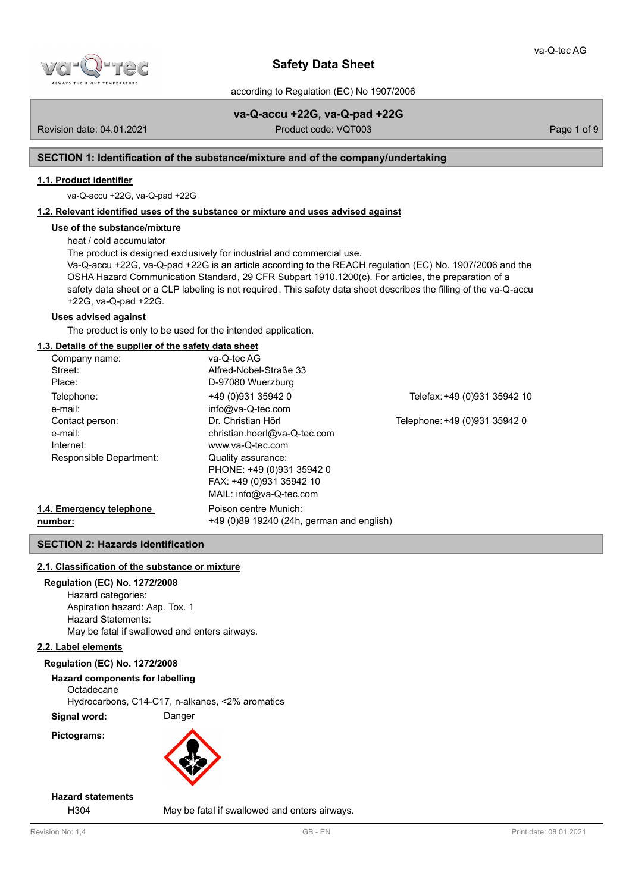# Safety Data Sheet

according to Regulation (EC) No 1907/2006

**va-Q-accu +22G, va-Q-pad +22G**

Revision date: 04.01.2021 | Product code: VQT003

## SECTION 1: Identification of the substance/mixture and of the company/undertaking

### 1.1. Product identifier

va-Q-accu +22G, va-Q-pad +22G

### 1.2. Relevant identified uses of the substance or mixture and uses advised against

**Use of the substance/mixture**

heat / cold accumulator

The product is designed exclusively for industrial and commercial use.

Va-Q-accu +22G, va-Q-pad +22G is an article according to the REACH regulation (EC) No. 1907/2006 and the OSHA Hazard Communication Standard, 29 CFR Subpart 1910.1200(c). For articles, the preparation of a safety data sheet or a CLP labeling is not required. This safety data sheet describes the filling of the va-Q-accu +22G, va-Q-pad +22G.

**Uses advised against**

The product is only to be used for the intended application.

### 1.3. Details of the supplier of the safety data sheet

| | | |
|---|---|---|
| Company name: | va-Q-tec AG | |
| Street: | Alfred-Nobel-Straße 33 | |
| Place: | D-97080 Wuerzburg | |
| Telephone: | +49 (0)931 35942 0 | Telefax: +49 (0)931 35942 10 |
| e-mail: | info@va-Q-tec.com | |
| Contact person: | Dr. Christian Hörl | Telephone: +49 (0)931 35942 0 |
| e-mail: | christian.hoerl@va-Q-tec.com | |
| Internet: | www.va-Q-tec.com | |
| Responsible Department: | Quality assurance:<br>PHONE: +49 (0)931 35942 0<br>FAX: +49 (0)931 35942 10<br>MAIL: info@va-Q-tec.com | |

### 1.4. Emergency telephone number:

Poison centre Munich:
+49 (0)89 19240 (24h, german and english)

## SECTION 2: Hazards identification

### 2.1. Classification of the substance or mixture

**Regulation (EC) No. 1272/2008**

Hazard categories:
Aspiration hazard: Asp. Tox. 1
Hazard Statements:
May be fatal if swallowed and enters airways.

### 2.2. Label elements

**Regulation (EC) No. 1272/2008**

**Hazard components for labelling**

Octadecane
Hydrocarbons, C14-C17, n-alkanes, <2% aromatics

**Signal word:** Danger

**Pictograms:**

**Hazard statements**

H304 May be fatal if swallowed and enters airways.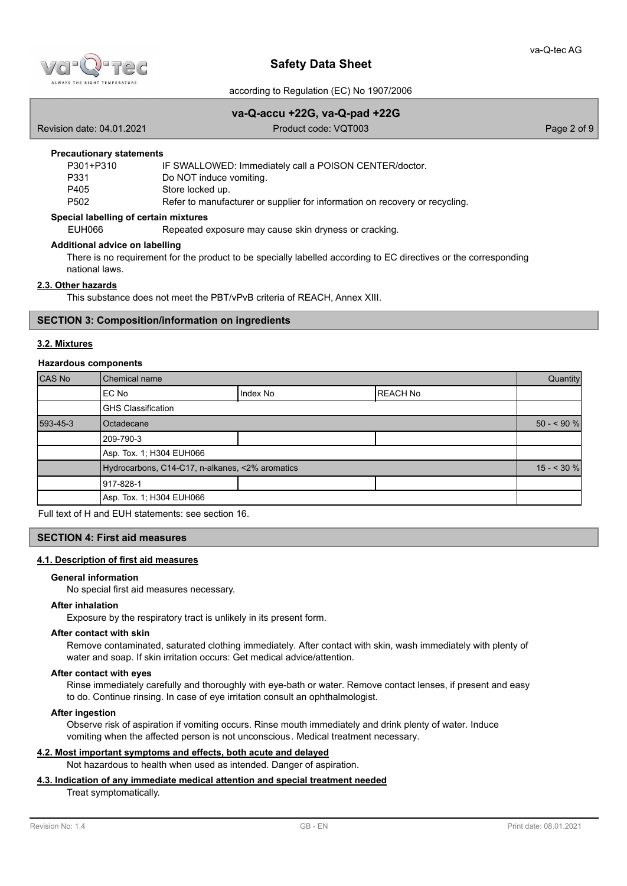**Precautionary statements**

| | |
|---|---|
| P301+P310 | IF SWALLOWED: Immediately call a POISON CENTER/doctor. |
| P331 | Do NOT induce vomiting. |
| P405 | Store locked up. |
| P502 | Refer to manufacturer or supplier for information on recovery or recycling. |

**Special labelling of certain mixtures**

| | |
|---|---|
| EUH066 | Repeated exposure may cause skin dryness or cracking. |

**Additional advice on labelling**

There is no requirement for the product to be specially labelled according to EC directives or the corresponding national laws.

### 2.3. Other hazards

This substance does not meet the PBT/vPvB criteria of REACH, Annex XIII.

## SECTION 3: Composition/information on ingredients

### 3.2. Mixtures

**Hazardous components**

| CAS No | Chemical name | | | Quantity |
|---|---|---|---|---|
| | EC No | Index No | REACH No | |
| | GHS Classification | | | |
| 593-45-3 | Octadecane | | | 50 - < 90 % |
| | 209-790-3 | | | |
| | Asp. Tox. 1; H304 EUH066 | | | |
| | Hydrocarbons, C14-C17, n-alkanes, <2% aromatics | | | 15 - < 30 % |
| | 917-828-1 | | | |
| | Asp. Tox. 1; H304 EUH066 | | | |

Full text of H and EUH statements: see section 16.

## SECTION 4: First aid measures

### 4.1. Description of first aid measures

**General information**

No special first aid measures necessary.

**After inhalation**

Exposure by the respiratory tract is unlikely in its present form.

**After contact with skin**

Remove contaminated, saturated clothing immediately. After contact with skin, wash immediately with plenty of water and soap. If skin irritation occurs: Get medical advice/attention.

**After contact with eyes**

Rinse immediately carefully and thoroughly with eye-bath or water. Remove contact lenses, if present and easy to do. Continue rinsing. In case of eye irritation consult an ophthalmologist.

**After ingestion**

Observe risk of aspiration if vomiting occurs. Rinse mouth immediately and drink plenty of water. Induce vomiting when the affected person is not unconscious. Medical treatment necessary.

### 4.2. Most important symptoms and effects, both acute and delayed

Not hazardous to health when used as intended. Danger of aspiration.

### 4.3. Indication of any immediate medical attention and special treatment needed

Treat symptomatically.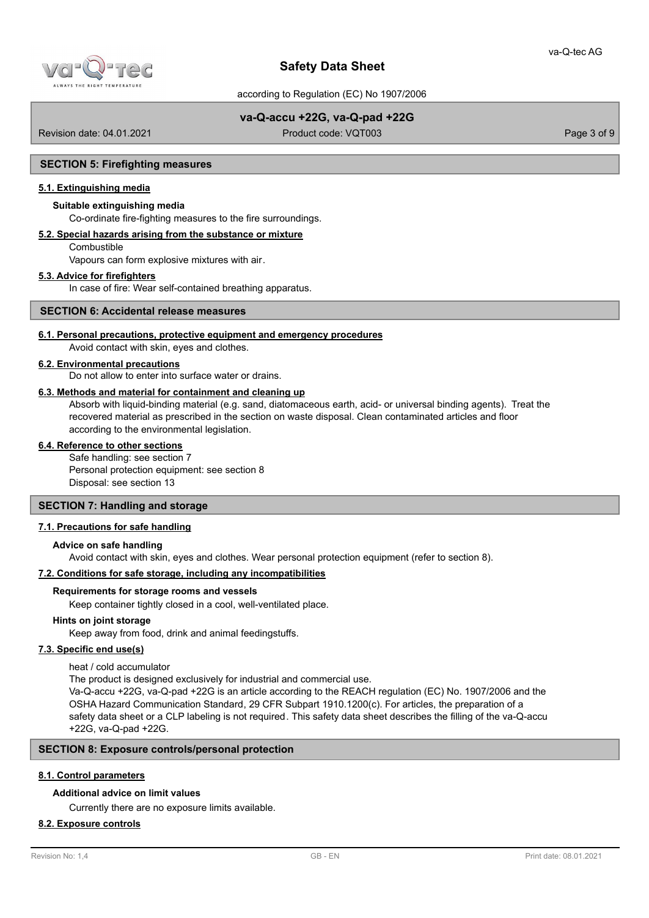## SECTION 5: Firefighting measures

### 5.1. Extinguishing media

**Suitable extinguishing media**

Co-ordinate fire-fighting measures to the fire surroundings.

### 5.2. Special hazards arising from the substance or mixture

Combustible

Vapours can form explosive mixtures with air.

### 5.3. Advice for firefighters

In case of fire: Wear self-contained breathing apparatus.

## SECTION 6: Accidental release measures

### 6.1. Personal precautions, protective equipment and emergency procedures

Avoid contact with skin, eyes and clothes.

### 6.2. Environmental precautions

Do not allow to enter into surface water or drains.

### 6.3. Methods and material for containment and cleaning up

Absorb with liquid-binding material (e.g. sand, diatomaceous earth, acid- or universal binding agents). Treat the recovered material as prescribed in the section on waste disposal. Clean contaminated articles and floor according to the environmental legislation.

### 6.4. Reference to other sections

Safe handling: see section 7
Personal protection equipment: see section 8
Disposal: see section 13

## SECTION 7: Handling and storage

### 7.1. Precautions for safe handling

**Advice on safe handling**

Avoid contact with skin, eyes and clothes. Wear personal protection equipment (refer to section 8).

### 7.2. Conditions for safe storage, including any incompatibilities

**Requirements for storage rooms and vessels**

Keep container tightly closed in a cool, well-ventilated place.

**Hints on joint storage**

Keep away from food, drink and animal feedingstuffs.

### 7.3. Specific end use(s)

heat / cold accumulator

The product is designed exclusively for industrial and commercial use.

Va-Q-accu +22G, va-Q-pad +22G is an article according to the REACH regulation (EC) No. 1907/2006 and the OSHA Hazard Communication Standard, 29 CFR Subpart 1910.1200(c). For articles, the preparation of a safety data sheet or a CLP labeling is not required. This safety data sheet describes the filling of the va-Q-accu +22G, va-Q-pad +22G.

## SECTION 8: Exposure controls/personal protection

### 8.1. Control parameters

**Additional advice on limit values**

Currently there are no exposure limits available.

### 8.2. Exposure controls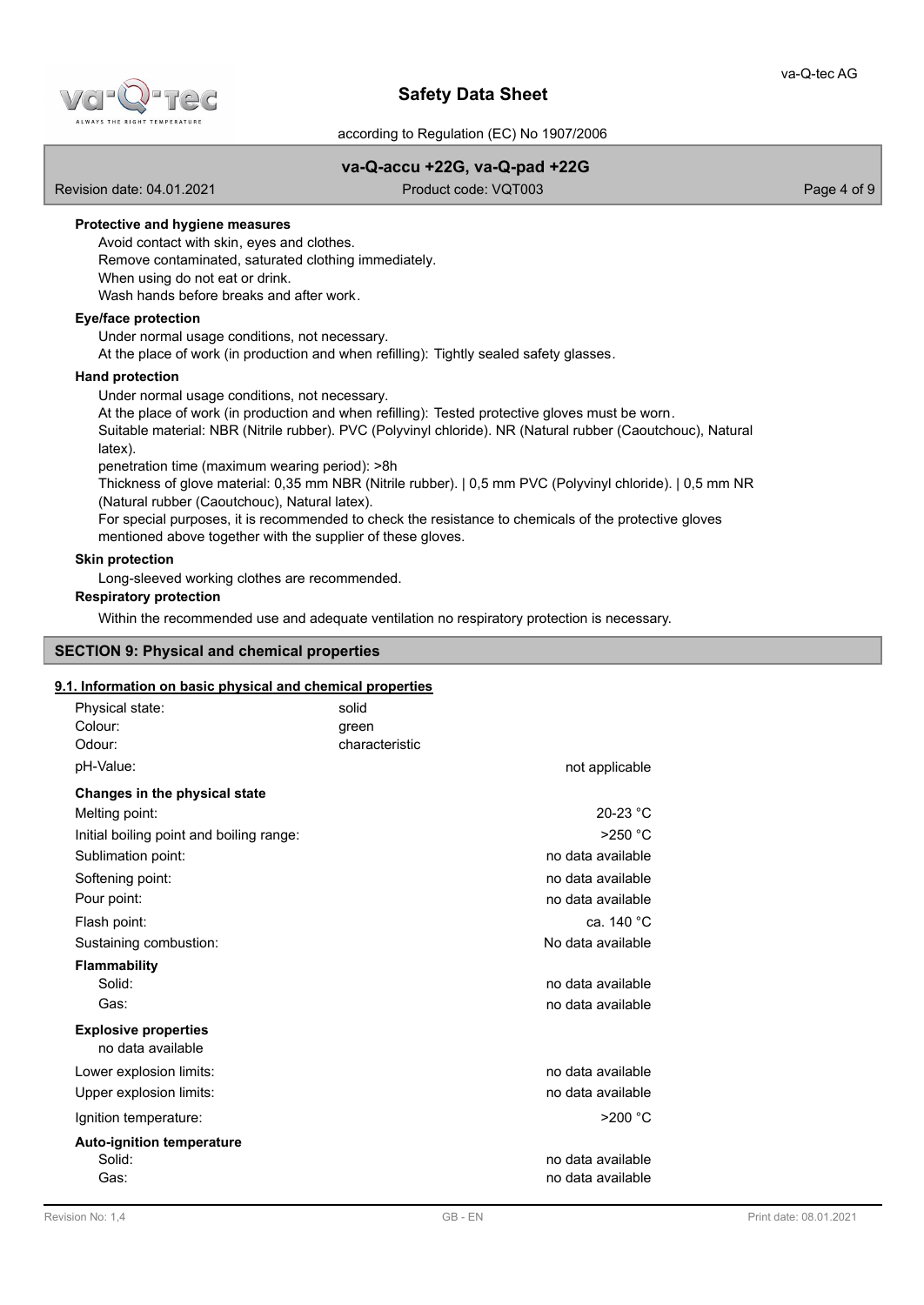#### Protective and hygiene measures

Avoid contact with skin, eyes and clothes.
Remove contaminated, saturated clothing immediately.
When using do not eat or drink.
Wash hands before breaks and after work.

#### Eye/face protection

Under normal usage conditions, not necessary.
At the place of work (in production and when refilling): Tightly sealed safety glasses.

#### Hand protection

Under normal usage conditions, not necessary.
At the place of work (in production and when refilling): Tested protective gloves must be worn.
Suitable material: NBR (Nitrile rubber). PVC (Polyvinyl chloride). NR (Natural rubber (Caoutchouc), Natural latex).
penetration time (maximum wearing period): >8h
Thickness of glove material: 0,35 mm NBR (Nitrile rubber). | 0,5 mm PVC (Polyvinyl chloride). | 0,5 mm NR (Natural rubber (Caoutchouc), Natural latex).
For special purposes, it is recommended to check the resistance to chemicals of the protective gloves mentioned above together with the supplier of these gloves.

#### Skin protection

Long-sleeved working clothes are recommended.

#### Respiratory protection

Within the recommended use and adequate ventilation no respiratory protection is necessary.

## SECTION 9: Physical and chemical properties

### 9.1. Information on basic physical and chemical properties

| | |
|---|---|
| Physical state: | solid |
| Colour: | green |
| Odour: | characteristic |
| pH-Value: | not applicable |

**Changes in the physical state**

| | |
|---|---|
| Melting point: | 20-23 °C |
| Initial boiling point and boiling range: | >250 °C |
| Sublimation point: | no data available |
| Softening point: | no data available |
| Pour point: | no data available |
| Flash point: | ca. 140 °C |
| Sustaining combustion: | No data available |

**Flammability**

| | |
|---|---|
| Solid: | no data available |
| Gas: | no data available |

**Explosive properties**

no data available

| | |
|---|---|
| Lower explosion limits: | no data available |
| Upper explosion limits: | no data available |
| Ignition temperature: | >200 °C |

**Auto-ignition temperature**

| | |
|---|---|
| Solid: | no data available |
| Gas: | no data available |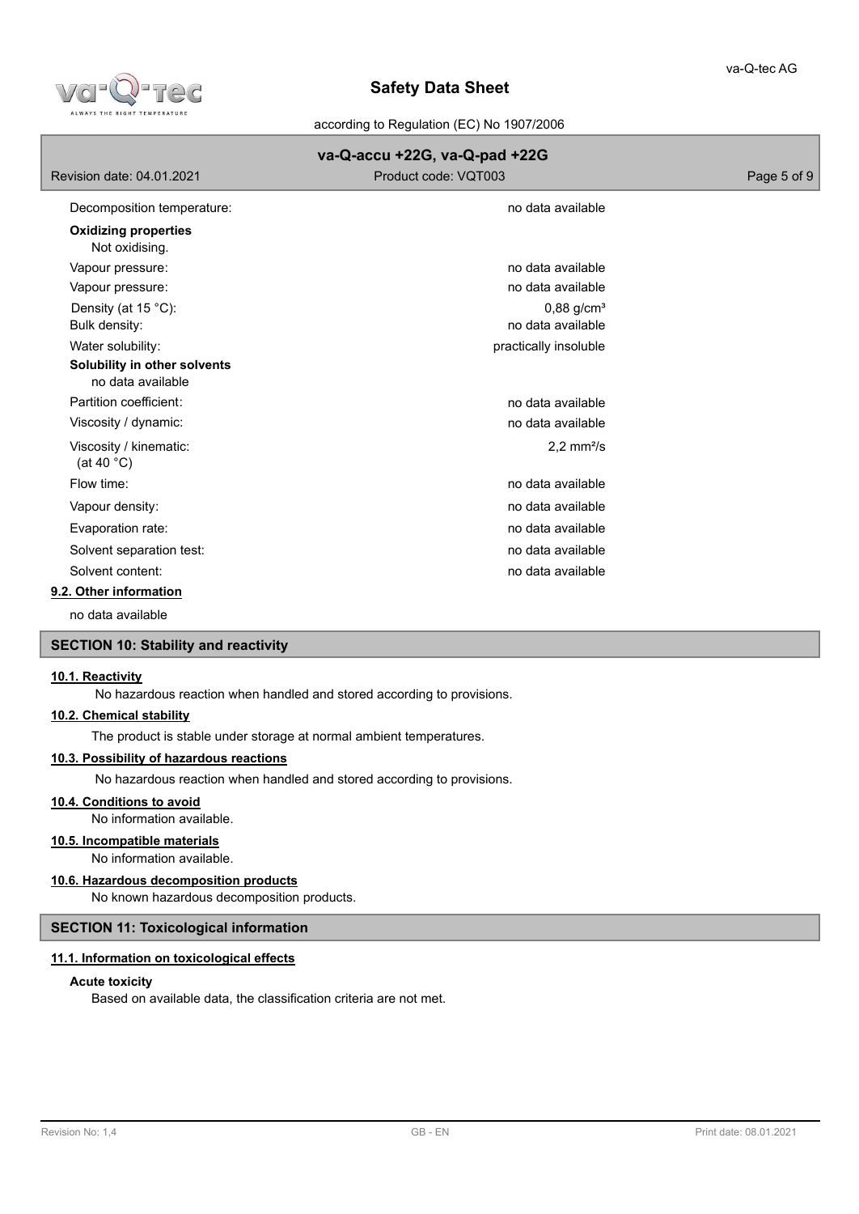| | |
|---|---|
| Decomposition temperature: | no data available |

**Oxidizing properties**

Not oxidising.

| | |
|---|---|
| Vapour pressure: | no data available |
| Vapour pressure: | no data available |
| Density (at 15 °C): | 0,88 g/cm³ |
| Bulk density: | no data available |
| Water solubility: | practically insoluble |

**Solubility in other solvents**

no data available

| | |
|---|---|
| Partition coefficient: | no data available |
| Viscosity / dynamic: | no data available |
| Viscosity / kinematic: (at 40 °C) | 2,2 mm²/s |
| Flow time: | no data available |
| Vapour density: | no data available |
| Evaporation rate: | no data available |
| Solvent separation test: | no data available |
| Solvent content: | no data available |

**9.2. Other information**

no data available

## SECTION 10: Stability and reactivity

**10.1. Reactivity**

No hazardous reaction when handled and stored according to provisions.

**10.2. Chemical stability**

The product is stable under storage at normal ambient temperatures.

**10.3. Possibility of hazardous reactions**

No hazardous reaction when handled and stored according to provisions.

**10.4. Conditions to avoid**

No information available.

**10.5. Incompatible materials**

No information available.

**10.6. Hazardous decomposition products**

No known hazardous decomposition products.

## SECTION 11: Toxicological information

**11.1. Information on toxicological effects**

**Acute toxicity**

Based on available data, the classification criteria are not met.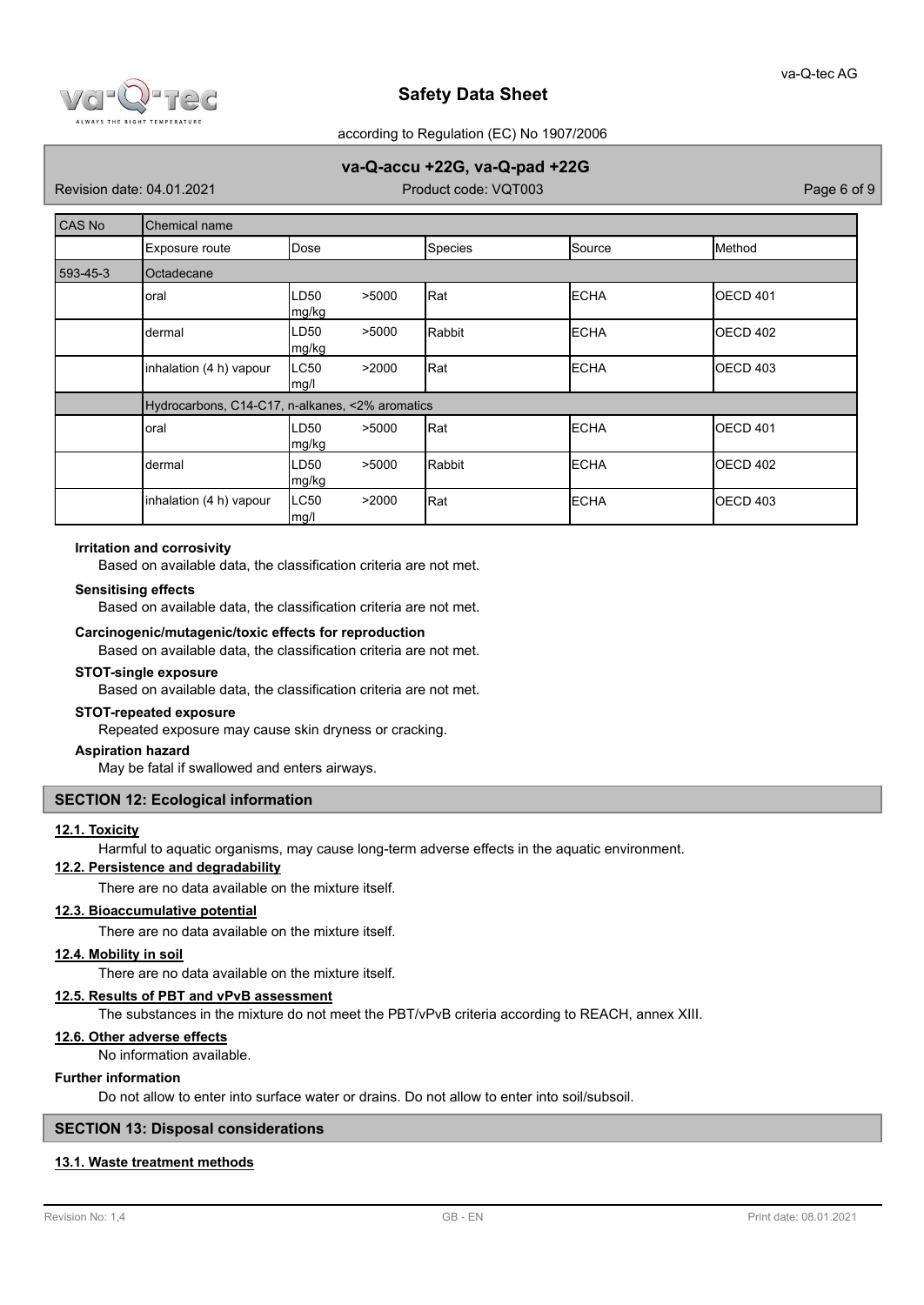| CAS No | Chemical name | | | | |
|---|---|---|---|---|---|
| | Exposure route | Dose | Species | Source | Method |
| 593-45-3 | Octadecane | | | | |
| | oral | LD50 >5000 mg/kg | Rat | ECHA | OECD 401 |
| | dermal | LD50 >5000 mg/kg | Rabbit | ECHA | OECD 402 |
| | inhalation (4 h) vapour | LC50 >2000 mg/l | Rat | ECHA | OECD 403 |
| | Hydrocarbons, C14-C17, n-alkanes, <2% aromatics | | | | |
| | oral | LD50 >5000 mg/kg | Rat | ECHA | OECD 401 |
| | dermal | LD50 >5000 mg/kg | Rabbit | ECHA | OECD 402 |
| | inhalation (4 h) vapour | LC50 >2000 mg/l | Rat | ECHA | OECD 403 |

**Irritation and corrosivity**

Based on available data, the classification criteria are not met.

**Sensitising effects**

Based on available data, the classification criteria are not met.

**Carcinogenic/mutagenic/toxic effects for reproduction**

Based on available data, the classification criteria are not met.

**STOT-single exposure**

Based on available data, the classification criteria are not met.

**STOT-repeated exposure**

Repeated exposure may cause skin dryness or cracking.

**Aspiration hazard**

May be fatal if swallowed and enters airways.

## SECTION 12: Ecological information

### 12.1. Toxicity

Harmful to aquatic organisms, may cause long-term adverse effects in the aquatic environment.

### 12.2. Persistence and degradability

There are no data available on the mixture itself.

### 12.3. Bioaccumulative potential

There are no data available on the mixture itself.

### 12.4. Mobility in soil

There are no data available on the mixture itself.

### 12.5. Results of PBT and vPvB assessment

The substances in the mixture do not meet the PBT/vPvB criteria according to REACH, annex XIII.

### 12.6. Other adverse effects

No information available.

**Further information**

Do not allow to enter into surface water or drains. Do not allow to enter into soil/subsoil.

## SECTION 13: Disposal considerations

### 13.1. Waste treatment methods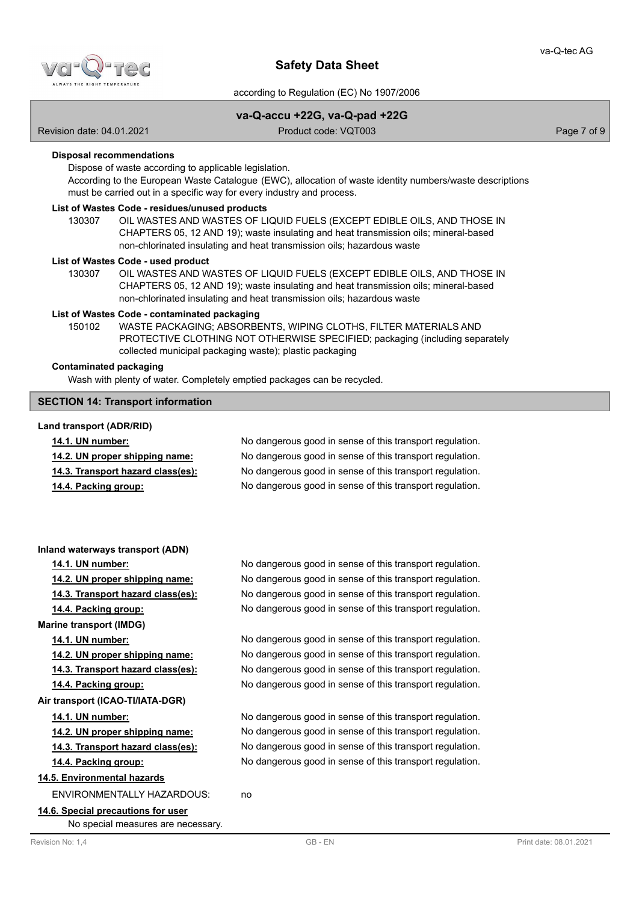**Disposal recommendations**

Dispose of waste according to applicable legislation.
According to the European Waste Catalogue (EWC), allocation of waste identity numbers/waste descriptions must be carried out in a specific way for every industry and process.

**List of Wastes Code - residues/unused products**

130307 OIL WASTES AND WASTES OF LIQUID FUELS (EXCEPT EDIBLE OILS, AND THOSE IN CHAPTERS 05, 12 AND 19); waste insulating and heat transmission oils; mineral-based non-chlorinated insulating and heat transmission oils; hazardous waste

**List of Wastes Code - used product**

130307 OIL WASTES AND WASTES OF LIQUID FUELS (EXCEPT EDIBLE OILS, AND THOSE IN CHAPTERS 05, 12 AND 19); waste insulating and heat transmission oils; mineral-based non-chlorinated insulating and heat transmission oils; hazardous waste

**List of Wastes Code - contaminated packaging**

150102 WASTE PACKAGING; ABSORBENTS, WIPING CLOTHS, FILTER MATERIALS AND PROTECTIVE CLOTHING NOT OTHERWISE SPECIFIED; packaging (including separately collected municipal packaging waste); plastic packaging

**Contaminated packaging**

Wash with plenty of water. Completely emptied packages can be recycled.

## SECTION 14: Transport information

**Land transport (ADR/RID)**

| | |
|---|---|
| **14.1. UN number:** | No dangerous good in sense of this transport regulation. |
| **14.2. UN proper shipping name:** | No dangerous good in sense of this transport regulation. |
| **14.3. Transport hazard class(es):** | No dangerous good in sense of this transport regulation. |
| **14.4. Packing group:** | No dangerous good in sense of this transport regulation. |

**Inland waterways transport (ADN)**

| | |
|---|---|
| **14.1. UN number:** | No dangerous good in sense of this transport regulation. |
| **14.2. UN proper shipping name:** | No dangerous good in sense of this transport regulation. |
| **14.3. Transport hazard class(es):** | No dangerous good in sense of this transport regulation. |
| **14.4. Packing group:** | No dangerous good in sense of this transport regulation. |

**Marine transport (IMDG)**

| | |
|---|---|
| **14.1. UN number:** | No dangerous good in sense of this transport regulation. |
| **14.2. UN proper shipping name:** | No dangerous good in sense of this transport regulation. |
| **14.3. Transport hazard class(es):** | No dangerous good in sense of this transport regulation. |
| **14.4. Packing group:** | No dangerous good in sense of this transport regulation. |

**Air transport (ICAO-TI/IATA-DGR)**

| | |
|---|---|
| **14.1. UN number:** | No dangerous good in sense of this transport regulation. |
| **14.2. UN proper shipping name:** | No dangerous good in sense of this transport regulation. |
| **14.3. Transport hazard class(es):** | No dangerous good in sense of this transport regulation. |
| **14.4. Packing group:** | No dangerous good in sense of this transport regulation. |

**14.5. Environmental hazards**

ENVIRONMENTALLY HAZARDOUS: no

**14.6. Special precautions for user**

No special measures are necessary.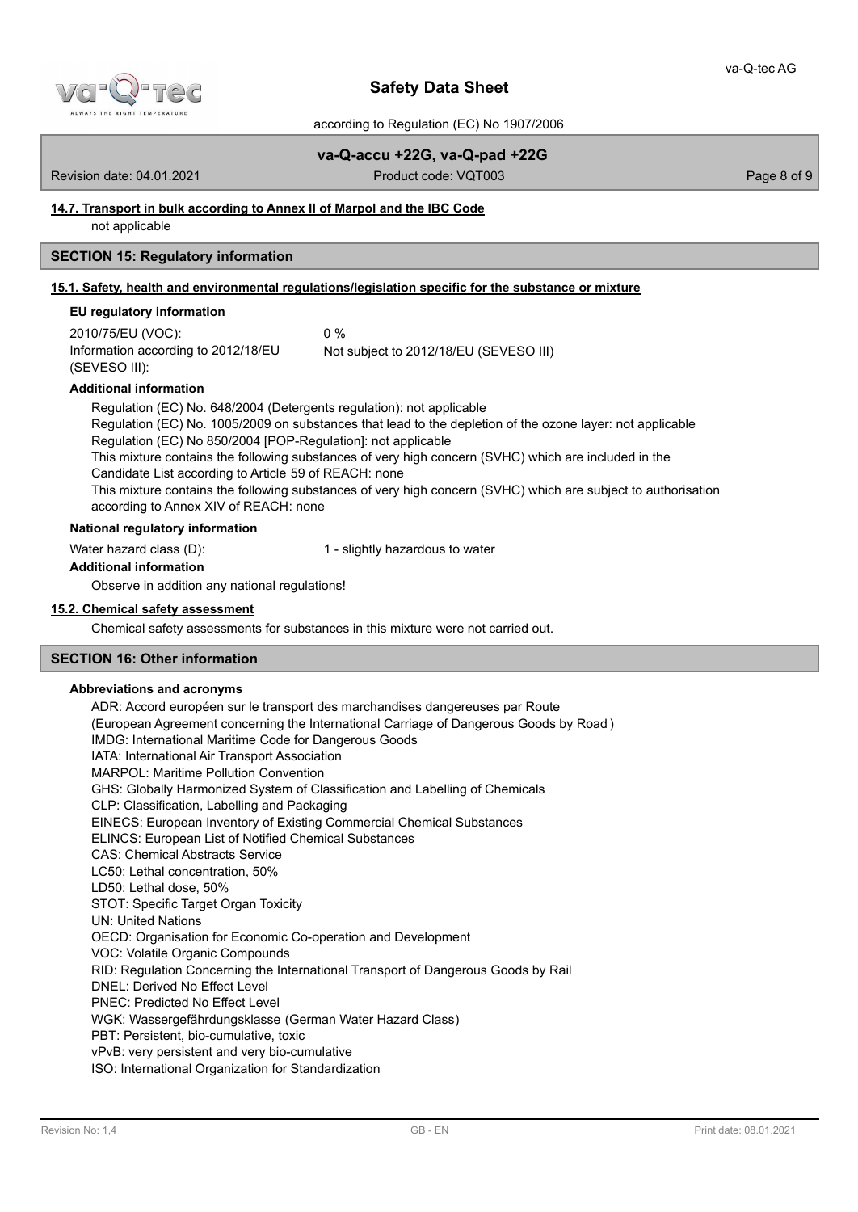#### 14.7. Transport in bulk according to Annex II of Marpol and the IBC Code

not applicable

## SECTION 15: Regulatory information

### 15.1. Safety, health and environmental regulations/legislation specific for the substance or mixture

**EU regulatory information**

| | |
|---|---|
| 2010/75/EU (VOC): | 0 % |
| Information according to 2012/18/EU (SEVESO III): | Not subject to 2012/18/EU (SEVESO III) |

**Additional information**

Regulation (EC) No. 648/2004 (Detergents regulation): not applicable
Regulation (EC) No. 1005/2009 on substances that lead to the depletion of the ozone layer: not applicable
Regulation (EC) No 850/2004 [POP-Regulation]: not applicable
This mixture contains the following substances of very high concern (SVHC) which are included in the Candidate List according to Article 59 of REACH: none
This mixture contains the following substances of very high concern (SVHC) which are subject to authorisation according to Annex XIV of REACH: none

**National regulatory information**

Water hazard class (D): 1 - slightly hazardous to water

**Additional information**

Observe in addition any national regulations!

### 15.2. Chemical safety assessment

Chemical safety assessments for substances in this mixture were not carried out.

## SECTION 16: Other information

**Abbreviations and acronyms**

ADR: Accord européen sur le transport des marchandises dangereuses par Route
(European Agreement concerning the International Carriage of Dangerous Goods by Road )
IMDG: International Maritime Code for Dangerous Goods
IATA: International Air Transport Association
MARPOL: Maritime Pollution Convention
GHS: Globally Harmonized System of Classification and Labelling of Chemicals
CLP: Classification, Labelling and Packaging
EINECS: European Inventory of Existing Commercial Chemical Substances
ELINCS: European List of Notified Chemical Substances
CAS: Chemical Abstracts Service
LC50: Lethal concentration, 50%
LD50: Lethal dose, 50%
STOT: Specific Target Organ Toxicity
UN: United Nations
OECD: Organisation for Economic Co-operation and Development
VOC: Volatile Organic Compounds
RID: Regulation Concerning the International Transport of Dangerous Goods by Rail
DNEL: Derived No Effect Level
PNEC: Predicted No Effect Level
WGK: Wassergefährdungsklasse (German Water Hazard Class)
PBT: Persistent, bio-cumulative, toxic
vPvB: very persistent and very bio-cumulative
ISO: International Organization for Standardization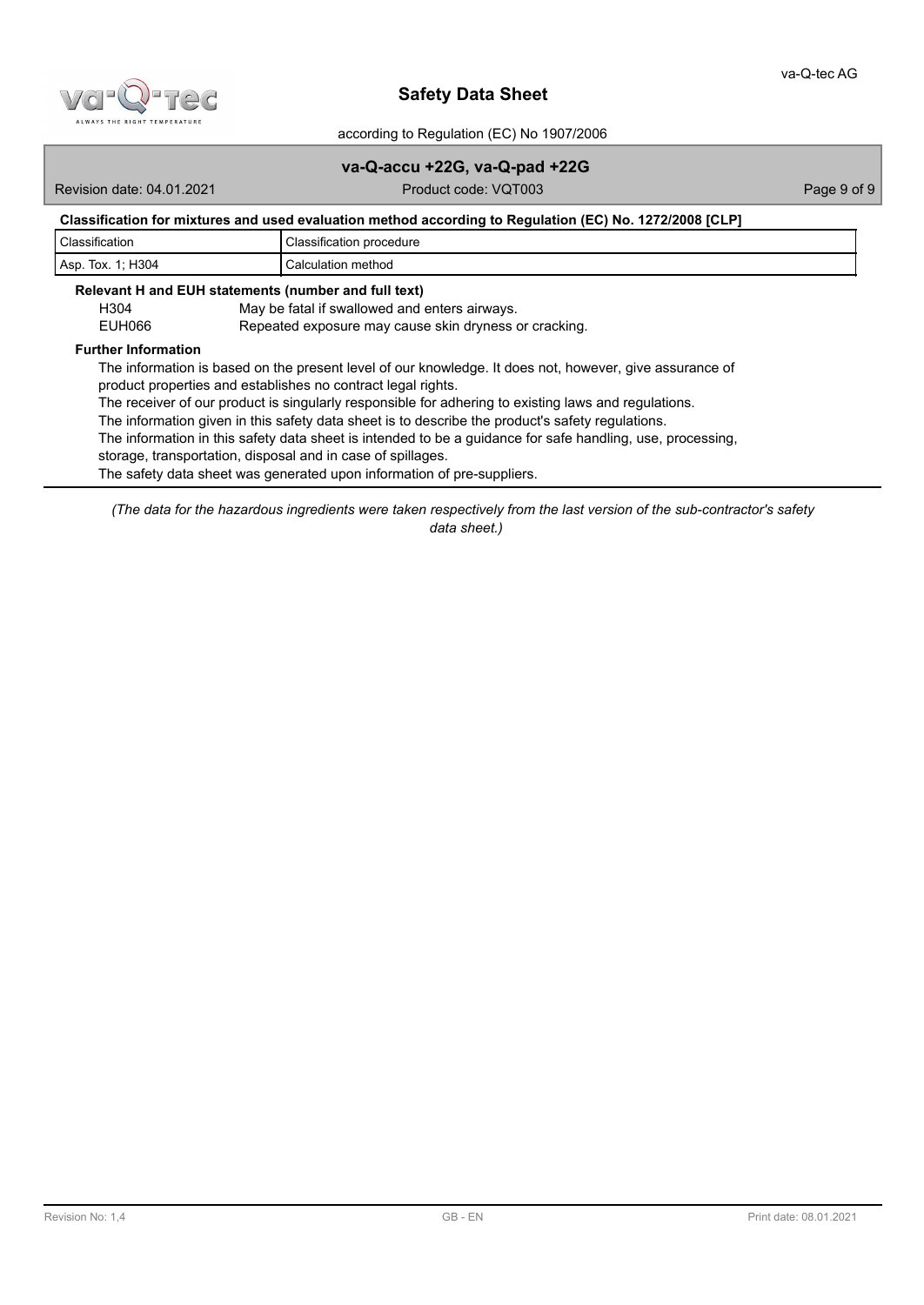**Classification for mixtures and used evaluation method according to Regulation (EC) No. 1272/2008 [CLP]**

| Classification | Classification procedure |
|---|---|
| Asp. Tox. 1; H304 | Calculation method |

**Relevant H and EUH statements (number and full text)**

| | |
|---|---|
| H304 | May be fatal if swallowed and enters airways. |
| EUH066 | Repeated exposure may cause skin dryness or cracking. |

**Further Information**

The information is based on the present level of our knowledge. It does not, however, give assurance of product properties and establishes no contract legal rights.
The receiver of our product is singularly responsible for adhering to existing laws and regulations.
The information given in this safety data sheet is to describe the product's safety regulations.
The information in this safety data sheet is intended to be a guidance for safe handling, use, processing, storage, transportation, disposal and in case of spillages.
The safety data sheet was generated upon information of pre-suppliers.

*(The data for the hazardous ingredients were taken respectively from the last version of the sub-contractor's safety data sheet.)*